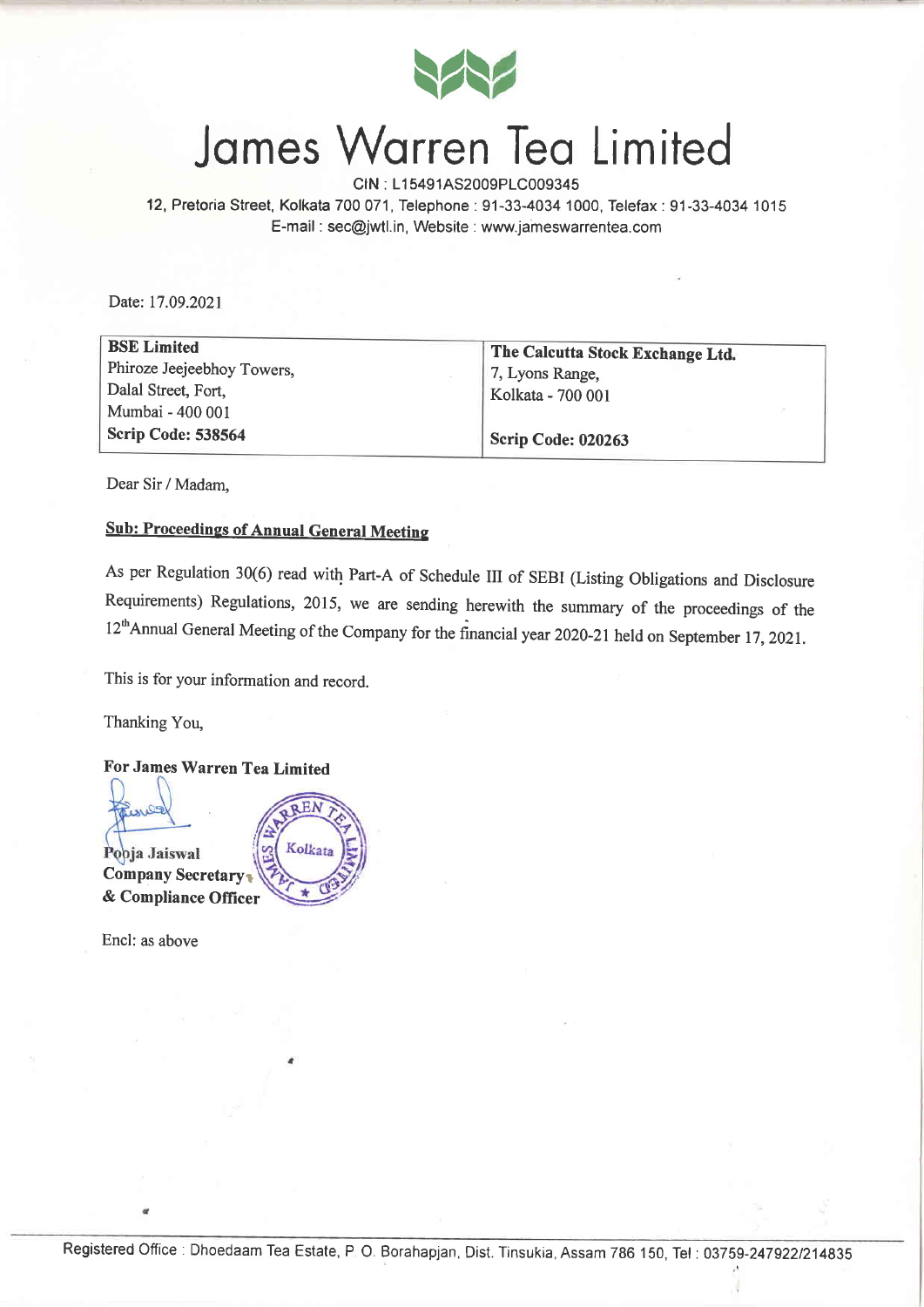# James Warren Tea Limited

CIN : L15491AS2009PLC009345

12, Pretoria Street, Kolkata 700 071, Telephone : 91-33-4034 1000, Telefax : 91-33-4034 1015

E-mail : sec@jwtl.in, Website : www.jameswarrentea.com

Date: 17.09.2021

| **BSE Limited**<br>Phiroze Jeejeebhoy Towers,<br>Dalal Street, Fort,<br>Mumbai - 400 001<br>**Scrip Code: 538564** | **The Calcutta Stock Exchange Ltd.**<br>7, Lyons Range,<br>Kolkata - 700 001<br><br>**Scrip Code: 020263** |
|---|---|

Dear Sir / Madam,

**Sub: Proceedings of Annual General Meeting**

As per Regulation 30(6) read with Part-A of Schedule III of SEBI (Listing Obligations and Disclosure Requirements) Regulations, 2015, we are sending herewith the summary of the proceedings of the 12th Annual General Meeting of the Company for the financial year 2020-21 held on September 17, 2021.

This is for your information and record.

Thanking You,

**For James Warren Tea Limited**

**Pooja Jaiswal**
**Company Secretary**
**& Compliance Officer**

Encl: as above

Registered Office : Dhoedaam Tea Estate, P. O. Borahapjan, Dist. Tinsukia, Assam 786 150, Tel : 03759-247922/214835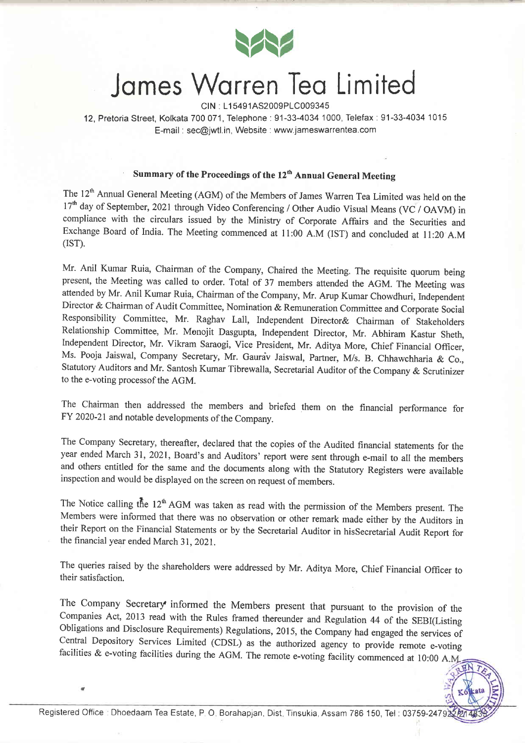# James Warren Tea Limited

CIN : L15491AS2009PLC009345

12, Pretoria Street, Kolkata 700 071, Telephone : 91-33-4034 1000, Telefax : 91-33-4034 1015
E-mail : sec@jwtl.in, Website : www.jameswarrentea.com

## Summary of the Proceedings of the 12th Annual General Meeting

The 12th Annual General Meeting (AGM) of the Members of James Warren Tea Limited was held on the 17th day of September, 2021 through Video Conferencing / Other Audio Visual Means (VC / OAVM) in compliance with the circulars issued by the Ministry of Corporate Affairs and the Securities and Exchange Board of India. The Meeting commenced at 11:00 A.M (IST) and concluded at 11:20 A.M (IST).

Mr. Anil Kumar Ruia, Chairman of the Company, Chaired the Meeting. The requisite quorum being present, the Meeting was called to order. Total of 37 members attended the AGM. The Meeting was attended by Mr. Anil Kumar Ruia, Chairman of the Company, Mr. Arup Kumar Chowdhuri, Independent Director & Chairman of Audit Committee, Nomination & Remuneration Committee and Corporate Social Responsibility Committee, Mr. Raghav Lall, Independent Director& Chairman of Stakeholders Relationship Committee, Mr. Monojit Dasgupta, Independent Director, Mr. Abhiram Kastur Sheth, Independent Director, Mr. Vikram Saraogi, Vice President, Mr. Aditya More, Chief Financial Officer, Ms. Pooja Jaiswal, Company Secretary, Mr. Gaurav Jaiswal, Partner, M/s. B. Chhawchharia & Co., Statutory Auditors and Mr. Santosh Kumar Tibrewalla, Secretarial Auditor of the Company & Scrutinizer to the e-voting processof the AGM.

The Chairman then addressed the members and briefed them on the financial performance for FY 2020-21 and notable developments of the Company.

The Company Secretary, thereafter, declared that the copies of the Audited financial statements for the year ended March 31, 2021, Board's and Auditors' report were sent through e-mail to all the members and others entitled for the same and the documents along with the Statutory Registers were available inspection and would be displayed on the screen on request of members.

The Notice calling the 12th AGM was taken as read with the permission of the Members present. The Members were informed that there was no observation or other remark made either by the Auditors in their Report on the Financial Statements or by the Secretarial Auditor in hisSecretarial Audit Report for the financial year ended March 31, 2021.

The queries raised by the shareholders were addressed by Mr. Aditya More, Chief Financial Officer to their satisfaction.

The Company Secretary informed the Members present that pursuant to the provision of the Companies Act, 2013 read with the Rules framed thereunder and Regulation 44 of the SEBI(Listing Obligations and Disclosure Requirements) Regulations, 2015, the Company had engaged the services of Central Depository Services Limited (CDSL) as the authorized agency to provide remote e-voting facilities & e-voting facilities during the AGM. The remote e-voting facility commenced at 10:00 A.M

Registered Office : Dhoedaam Tea Estate, P. O. Borahapjan, Dist. Tinsukia, Assam 786 150, Tel : 03759-247922/214838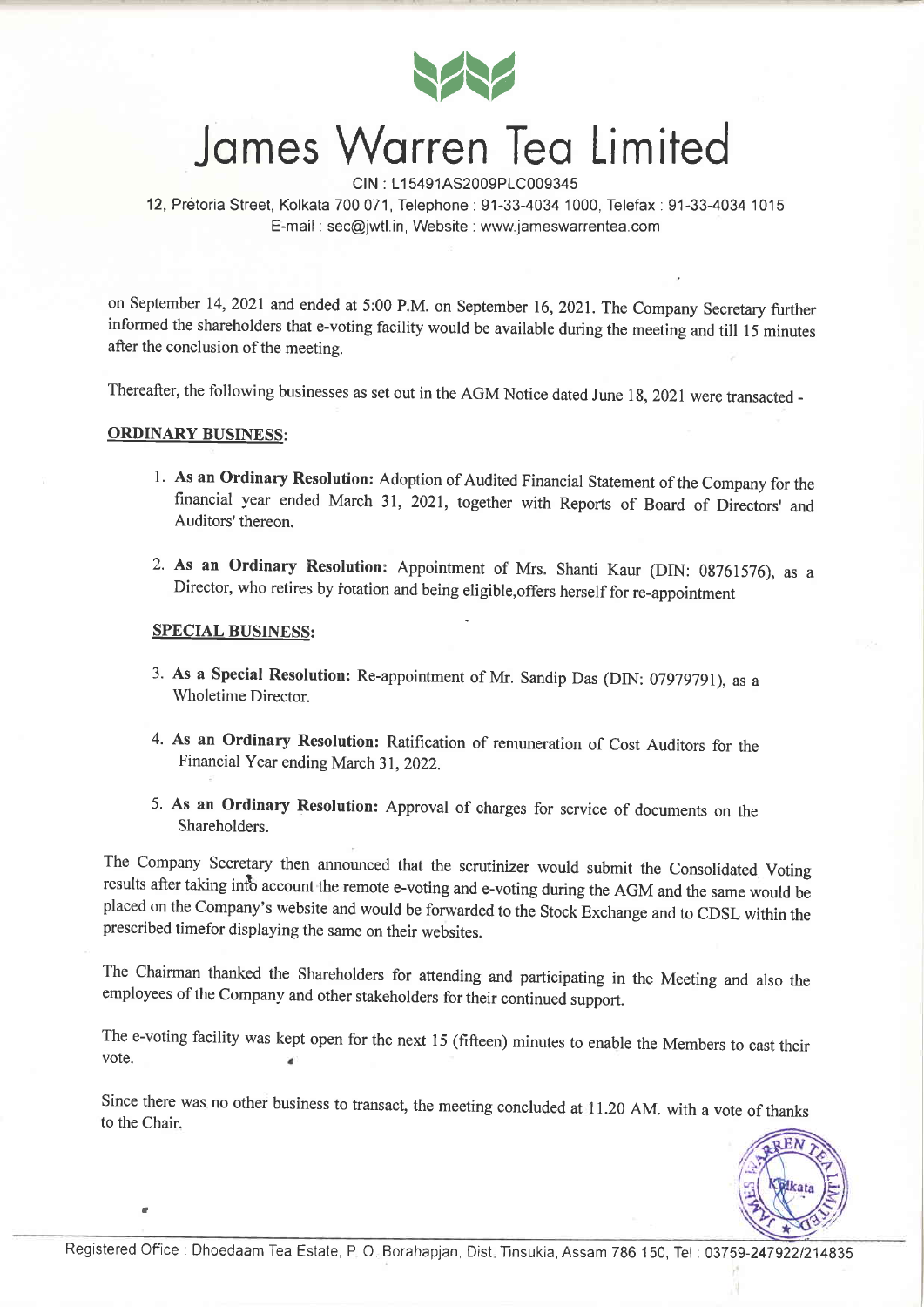on September 14, 2021 and ended at 5:00 P.M. on September 16, 2021. The Company Secretary further informed the shareholders that e-voting facility would be available during the meeting and till 15 minutes after the conclusion of the meeting.

Thereafter, the following businesses as set out in the AGM Notice dated June 18, 2021 were transacted -

**ORDINARY BUSINESS:**

1. **As an Ordinary Resolution:** Adoption of Audited Financial Statement of the Company for the financial year ended March 31, 2021, together with Reports of Board of Directors' and Auditors' thereon.

2. **As an Ordinary Resolution:** Appointment of Mrs. Shanti Kaur (DIN: 08761576), as a Director, who retires by rotation and being eligible,offers herself for re-appointment

**SPECIAL BUSINESS:**

3. **As a Special Resolution:** Re-appointment of Mr. Sandip Das (DIN: 07979791), as a Wholetime Director.

4. **As an Ordinary Resolution:** Ratification of remuneration of Cost Auditors for the Financial Year ending March 31, 2022.

5. **As an Ordinary Resolution:** Approval of charges for service of documents on the Shareholders.

The Company Secretary then announced that the scrutinizer would submit the Consolidated Voting results after taking into account the remote e-voting and e-voting during the AGM and the same would be placed on the Company's website and would be forwarded to the Stock Exchange and to CDSL within the prescribed timefor displaying the same on their websites.

The Chairman thanked the Shareholders for attending and participating in the Meeting and also the employees of the Company and other stakeholders for their continued support.

The e-voting facility was kept open for the next 15 (fifteen) minutes to enable the Members to cast their vote.

Since there was no other business to transact, the meeting concluded at 11.20 AM. with a vote of thanks to the Chair.